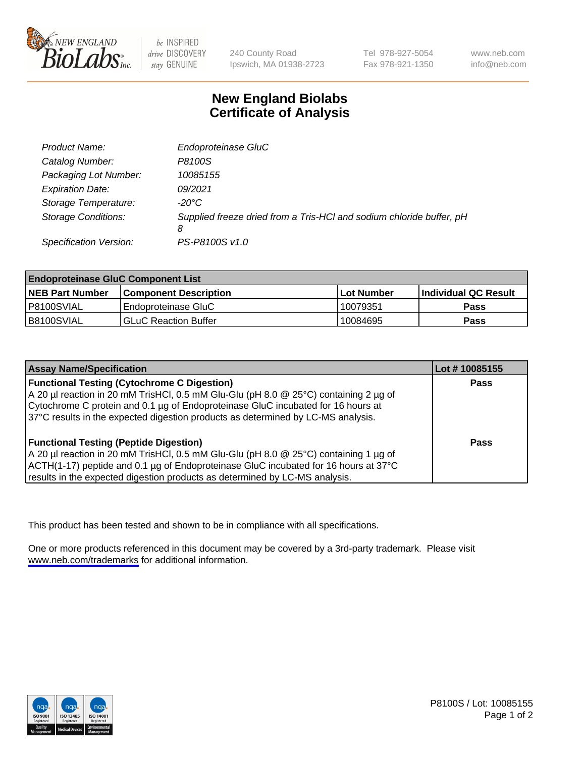# New England Biolabs Certificate of Analysis

| | |
|---|---|
| *Product Name:* | *Endoproteinase GluC* |
| *Catalog Number:* | *P8100S* |
| *Packaging Lot Number:* | *10085155* |
| *Expiration Date:* | *09/2021* |
| *Storage Temperature:* | *-20°C* |
| *Storage Conditions:* | *Supplied freeze dried from a Tris-HCl and sodium chloride buffer, pH 8* |
| *Specification Version:* | *PS-P8100S v1.0* |

| **Endoproteinase GluC Component List** | | | |
|---|---|---|---|
| **NEB Part Number** | **Component Description** | **Lot Number** | **Individual QC Result** |
| P8100SVIAL | Endoproteinase GluC | 10079351 | **Pass** |
| B8100SVIAL | GLuC Reaction Buffer | 10084695 | **Pass** |

| **Assay Name/Specification** | **Lot # 10085155** |
|---|---|
| **Functional Testing (Cytochrome C Digestion)**<br>A 20 µl reaction in 20 mM TrisHCl, 0.5 mM Glu-Glu (pH 8.0 @ 25°C) containing 2 µg of Cytochrome C protein and 0.1 µg of Endoproteinase GluC incubated for 16 hours at 37°C results in the expected digestion products as determined by LC-MS analysis. | **Pass** |
| **Functional Testing (Peptide Digestion)**<br>A 20 µl reaction in 20 mM TrisHCl, 0.5 mM Glu-Glu (pH 8.0 @ 25°C) containing 1 µg of ACTH(1-17) peptide and 0.1 µg of Endoproteinase GluC incubated for 16 hours at 37°C results in the expected digestion products as determined by LC-MS analysis. | **Pass** |

This product has been tested and shown to be in compliance with all specifications.

One or more products referenced in this document may be covered by a 3rd-party trademark. Please visit www.neb.com/trademarks for additional information.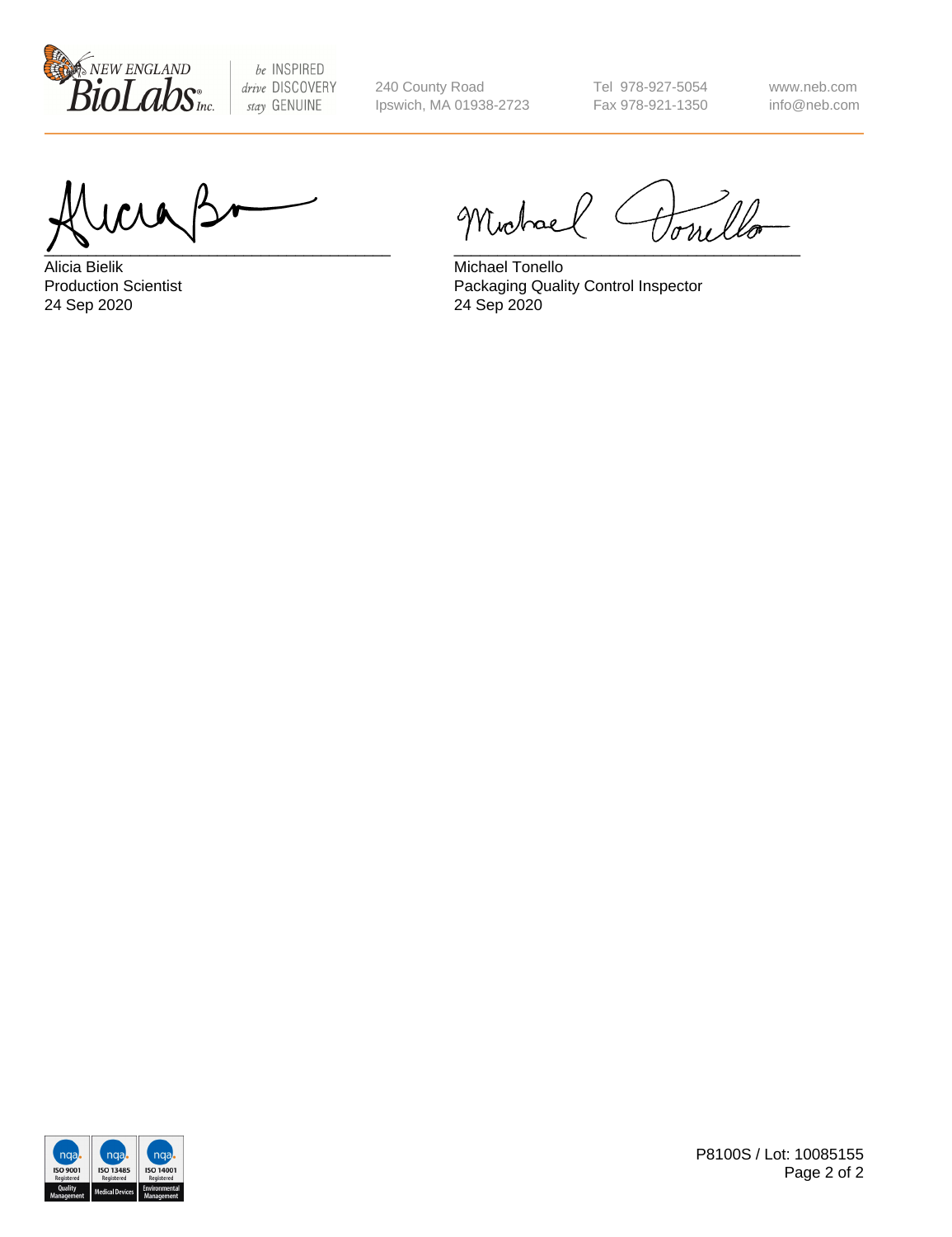Alicia Bielik
Production Scientist
24 Sep 2020

Michael Tonello
Packaging Quality Control Inspector
24 Sep 2020

P8100S / Lot: 10085155